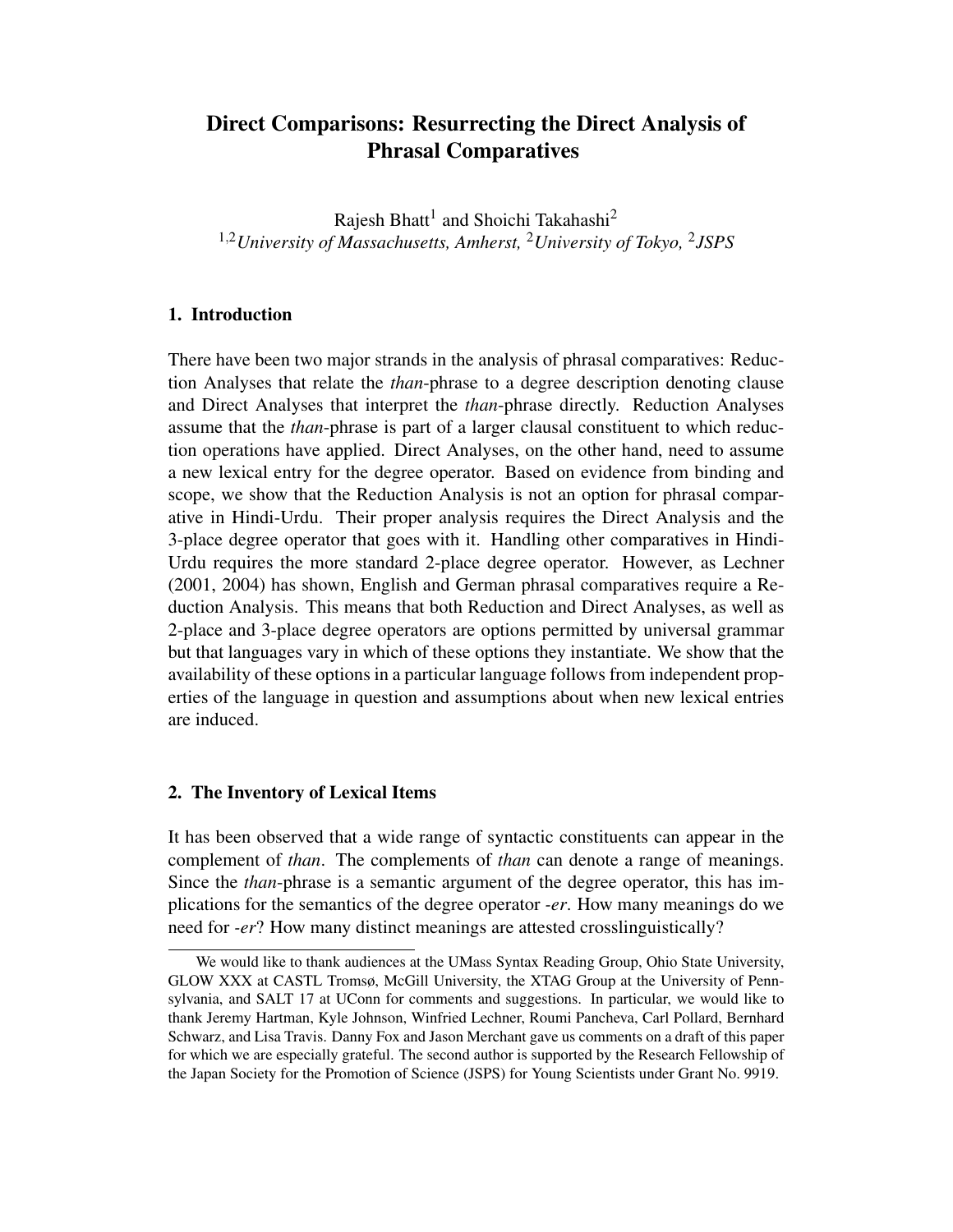# Direct Comparisons: Resurrecting the Direct Analysis of Phrasal Comparatives

Rajesh Bhatt[1] and Shoichi Takahashi[2]

[1,2]*University of Massachusetts, Amherst,* [2]*University of Tokyo,* [2]*JSPS*

## 1. Introduction

There have been two major strands in the analysis of phrasal comparatives: Reduction Analyses that relate the *than*-phrase to a degree description denoting clause and Direct Analyses that interpret the *than*-phrase directly. Reduction Analyses assume that the *than*-phrase is part of a larger clausal constituent to which reduction operations have applied. Direct Analyses, on the other hand, need to assume a new lexical entry for the degree operator. Based on evidence from binding and scope, we show that the Reduction Analysis is not an option for phrasal comparative in Hindi-Urdu. Their proper analysis requires the Direct Analysis and the 3-place degree operator that goes with it. Handling other comparatives in Hindi-Urdu requires the more standard 2-place degree operator. However, as Lechner (2001, 2004) has shown, English and German phrasal comparatives require a Reduction Analysis. This means that both Reduction and Direct Analyses, as well as 2-place and 3-place degree operators are options permitted by universal grammar but that languages vary in which of these options they instantiate. We show that the availability of these options in a particular language follows from independent properties of the language in question and assumptions about when new lexical entries are induced.

## 2. The Inventory of Lexical Items

It has been observed that a wide range of syntactic constituents can appear in the complement of *than*. The complements of *than* can denote a range of meanings. Since the *than*-phrase is a semantic argument of the degree operator, this has implications for the semantics of the degree operator *-er*. How many meanings do we need for *-er*? How many distinct meanings are attested crosslinguistically?

---

We would like to thank audiences at the UMass Syntax Reading Group, Ohio State University, GLOW XXX at CASTL Tromsø, McGill University, the XTAG Group at the University of Pennsylvania, and SALT 17 at UConn for comments and suggestions. In particular, we would like to thank Jeremy Hartman, Kyle Johnson, Winfried Lechner, Roumi Pancheva, Carl Pollard, Bernhard Schwarz, and Lisa Travis. Danny Fox and Jason Merchant gave us comments on a draft of this paper for which we are especially grateful. The second author is supported by the Research Fellowship of the Japan Society for the Promotion of Science (JSPS) for Young Scientists under Grant No. 9919.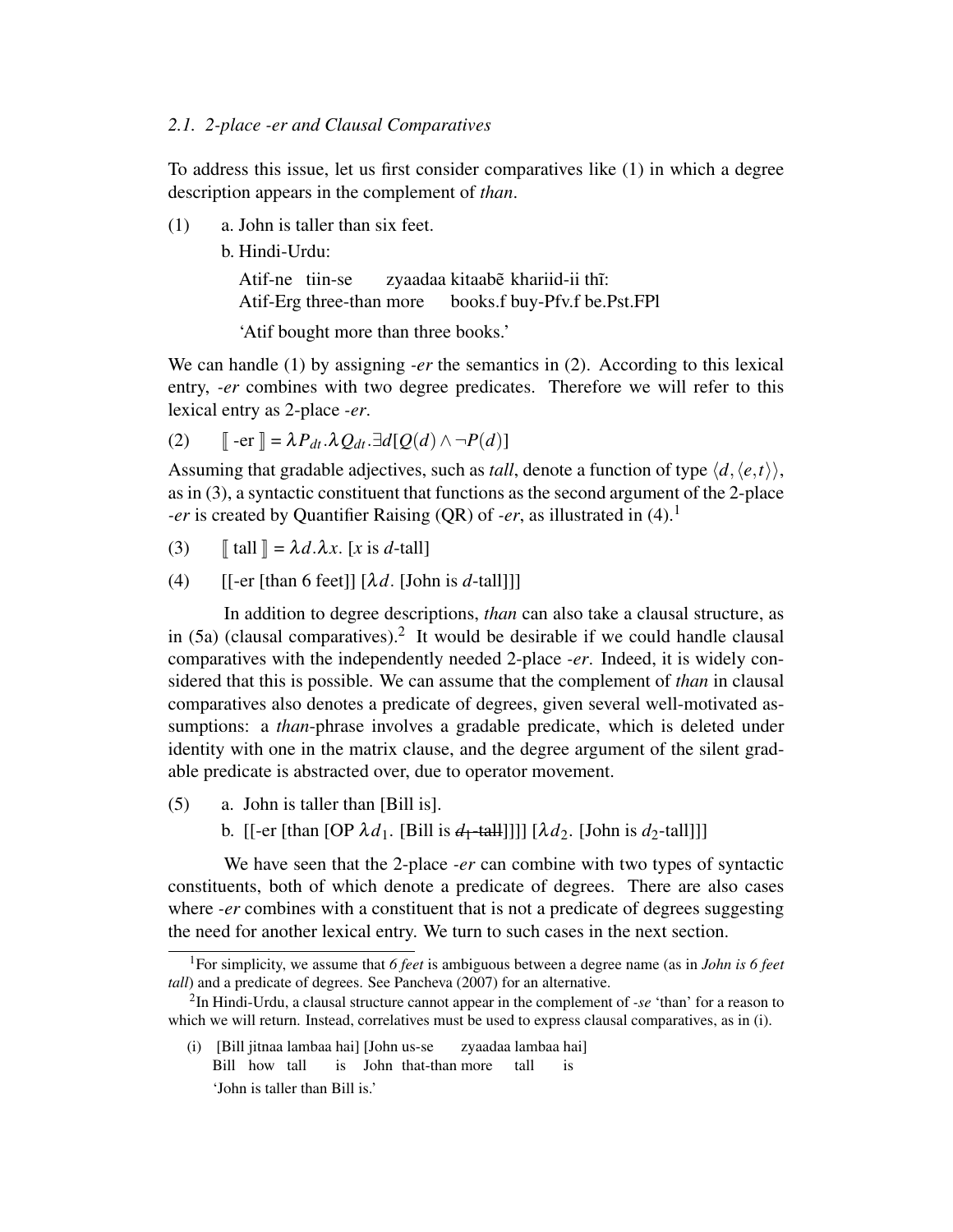*2.1. 2-place -er and Clausal Comparatives*

To address this issue, let us first consider comparatives like (1) in which a degree description appears in the complement of *than*.

(1) a. John is taller than six feet.

b. Hindi-Urdu:

Atif-ne tiin-se zyaadaa kitaabẽ khariid-ii thĩ:
Atif-Erg three-than more books.f buy-Pfv.f be.Pst.FPl

'Atif bought more than three books.'

We can handle (1) by assigning *-er* the semantics in (2). According to this lexical entry, *-er* combines with two degree predicates. Therefore we will refer to this lexical entry as 2-place *-er*.

(2) $[\![ \text{-er} ]\!] = \lambda P_{dt}.\lambda Q_{dt}.\exists d[Q(d) \wedge \neg P(d)]$

Assuming that gradable adjectives, such as *tall*, denote a function of type $\langle d, \langle e,t \rangle \rangle$, as in (3), a syntactic constituent that functions as the second argument of the 2-place *-er* is created by Quantifier Raising (QR) of *-er*, as illustrated in (4).[1]

(3) $[\![ \text{tall} ]\!] = \lambda d.\lambda x.$ [$x$ is $d$-tall]

(4) [[-er [than 6 feet]] [$\lambda d$. [John is $d$-tall]]]

In addition to degree descriptions, *than* can also take a clausal structure, as in (5a) (clausal comparatives).[2] It would be desirable if we could handle clausal comparatives with the independently needed 2-place *-er*. Indeed, it is widely considered that this is possible. We can assume that the complement of *than* in clausal comparatives also denotes a predicate of degrees, given several well-motivated assumptions: a *than*-phrase involves a gradable predicate, which is deleted under identity with one in the matrix clause, and the degree argument of the silent gradable predicate is abstracted over, due to operator movement.

(5) a. John is taller than [Bill is].

b. [[-er [than [OP $\lambda d_1$. [Bill is ~~$d_1$-tall~~]]]] [$\lambda d_2$. [John is $d_2$-tall]]]

We have seen that the 2-place *-er* can combine with two types of syntactic constituents, both of which denote a predicate of degrees. There are also cases where *-er* combines with a constituent that is not a predicate of degrees suggesting the need for another lexical entry. We turn to such cases in the next section.

---

[1] For simplicity, we assume that *6 feet* is ambiguous between a degree name (as in *John is 6 feet tall*) and a predicate of degrees. See Pancheva (2007) for an alternative.

[2] In Hindi-Urdu, a clausal structure cannot appear in the complement of *-se* 'than' for a reason to which we will return. Instead, correlatives must be used to express clausal comparatives, as in (i).

(i) [Bill jitnaa lambaa hai] [John us-se zyaadaa lambaa hai]
Bill how tall is John that-than more tall is

'John is taller than Bill is.'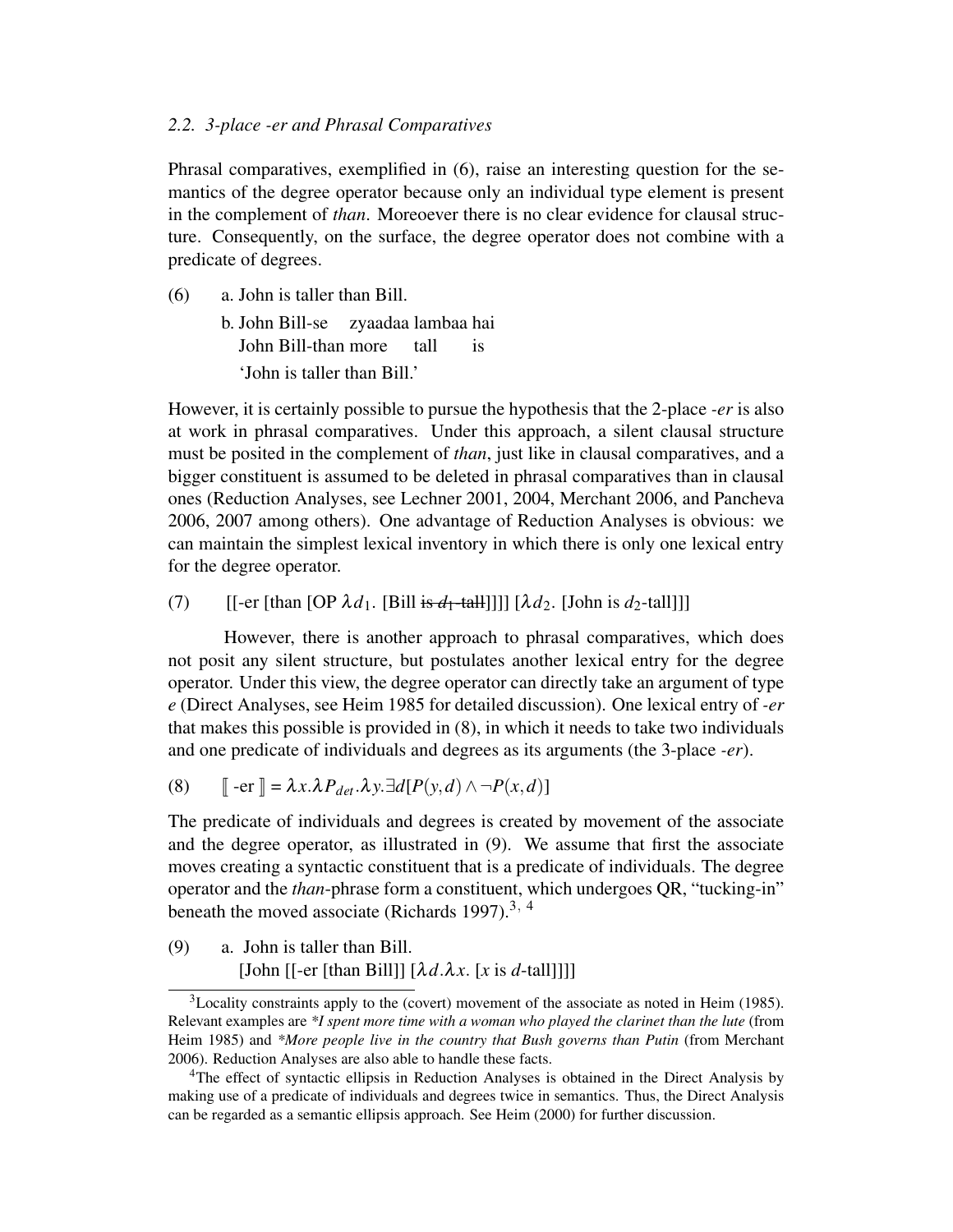*2.2. 3-place -er and Phrasal Comparatives*

Phrasal comparatives, exemplified in (6), raise an interesting question for the semantics of the degree operator because only an individual type element is present in the complement of *than*. Moreoever there is no clear evidence for clausal structure. Consequently, on the surface, the degree operator does not combine with a predicate of degrees.

(6) a. John is taller than Bill.

b. John Bill-se zyaadaa lambaa hai
John Bill-than more tall is
'John is taller than Bill.'

However, it is certainly possible to pursue the hypothesis that the 2-place *-er* is also at work in phrasal comparatives. Under this approach, a silent clausal structure must be posited in the complement of *than*, just like in clausal comparatives, and a bigger constituent is assumed to be deleted in phrasal comparatives than in clausal ones (Reduction Analyses, see Lechner 2001, 2004, Merchant 2006, and Pancheva 2006, 2007 among others). One advantage of Reduction Analyses is obvious: we can maintain the simplest lexical inventory in which there is only one lexical entry for the degree operator.

(7) [[-er [than [OP $\lambda d_1$. [Bill ~~is $d_1$-tall~~]]]] [$\lambda d_2$. [John is $d_2$-tall]]]

However, there is another approach to phrasal comparatives, which does not posit any silent structure, but postulates another lexical entry for the degree operator. Under this view, the degree operator can directly take an argument of type *e* (Direct Analyses, see Heim 1985 for detailed discussion). One lexical entry of *-er* that makes this possible is provided in (8), in which it needs to take two individuals and one predicate of individuals and degrees as its arguments (the 3-place *-er*).

(8) $[\![ \text{-er} ]\!] = \lambda x.\lambda P_{det}.\lambda y.\exists d[P(y,d) \wedge \neg P(x,d)]$

The predicate of individuals and degrees is created by movement of the associate and the degree operator, as illustrated in (9). We assume that first the associate moves creating a syntactic constituent that is a predicate of individuals. The degree operator and the *than*-phrase form a constituent, which undergoes QR, "tucking-in" beneath the moved associate (Richards 1997).[3, 4]

(9) a. John is taller than Bill.
[John [[-er [than Bill]] [$\lambda d.\lambda x$. [$x$ is $d$-tall]]]]

---

[3] Locality constraints apply to the (covert) movement of the associate as noted in Heim (1985). Relevant examples are *\*I spent more time with a woman who played the clarinet than the lute* (from Heim 1985) and *\*More people live in the country that Bush governs than Putin* (from Merchant 2006). Reduction Analyses are also able to handle these facts.

[4] The effect of syntactic ellipsis in Reduction Analyses is obtained in the Direct Analysis by making use of a predicate of individuals and degrees twice in semantics. Thus, the Direct Analysis can be regarded as a semantic ellipsis approach. See Heim (2000) for further discussion.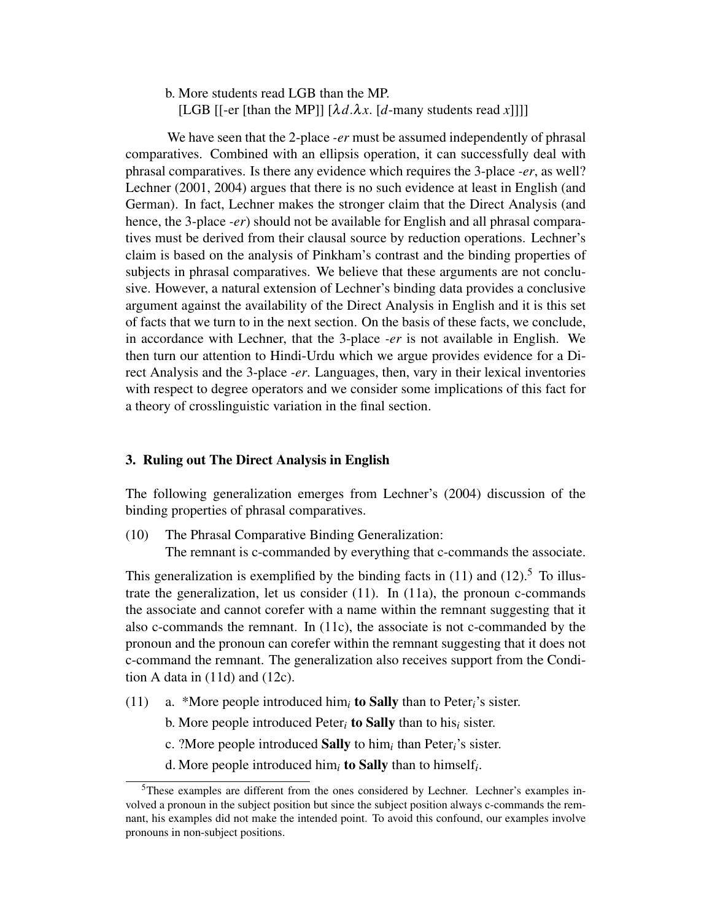b. More students read LGB than the MP.
   [LGB [[-er [than the MP]] [$\lambda d.\lambda x.$ [$d$-many students read $x$]]]]

We have seen that the 2-place *-er* must be assumed independently of phrasal comparatives. Combined with an ellipsis operation, it can successfully deal with phrasal comparatives. Is there any evidence which requires the 3-place *-er*, as well? Lechner (2001, 2004) argues that there is no such evidence at least in English (and German). In fact, Lechner makes the stronger claim that the Direct Analysis (and hence, the 3-place *-er*) should not be available for English and all phrasal comparatives must be derived from their clausal source by reduction operations. Lechner's claim is based on the analysis of Pinkham's contrast and the binding properties of subjects in phrasal comparatives. We believe that these arguments are not conclusive. However, a natural extension of Lechner's binding data provides a conclusive argument against the availability of the Direct Analysis in English and it is this set of facts that we turn to in the next section. On the basis of these facts, we conclude, in accordance with Lechner, that the 3-place *-er* is not available in English. We then turn our attention to Hindi-Urdu which we argue provides evidence for a Direct Analysis and the 3-place *-er*. Languages, then, vary in their lexical inventories with respect to degree operators and we consider some implications of this fact for a theory of crosslinguistic variation in the final section.

## 3. Ruling out The Direct Analysis in English

The following generalization emerges from Lechner's (2004) discussion of the binding properties of phrasal comparatives.

(10) The Phrasal Comparative Binding Generalization:
The remnant is c-commanded by everything that c-commands the associate.

This generalization is exemplified by the binding facts in (11) and (12).[5] To illustrate the generalization, let us consider (11). In (11a), the pronoun c-commands the associate and cannot corefer with a name within the remnant suggesting that it also c-commands the remnant. In (11c), the associate is not c-commanded by the pronoun and the pronoun can corefer within the remnant suggesting that it does not c-command the remnant. The generalization also receives support from the Condition A data in (11d) and (12c).

(11) a. *More people introduced him$_i$ **to Sally** than to Peter$_i$'s sister.
b. More people introduced Peter$_i$ **to Sally** than to his$_i$ sister.
c. ?More people introduced **Sally** to him$_i$ than Peter$_i$'s sister.
d. More people introduced him$_i$ **to Sally** than to himself$_i$.

[5]These examples are different from the ones considered by Lechner. Lechner's examples involved a pronoun in the subject position but since the subject position always c-commands the remnant, his examples did not make the intended point. To avoid this confound, our examples involve pronouns in non-subject positions.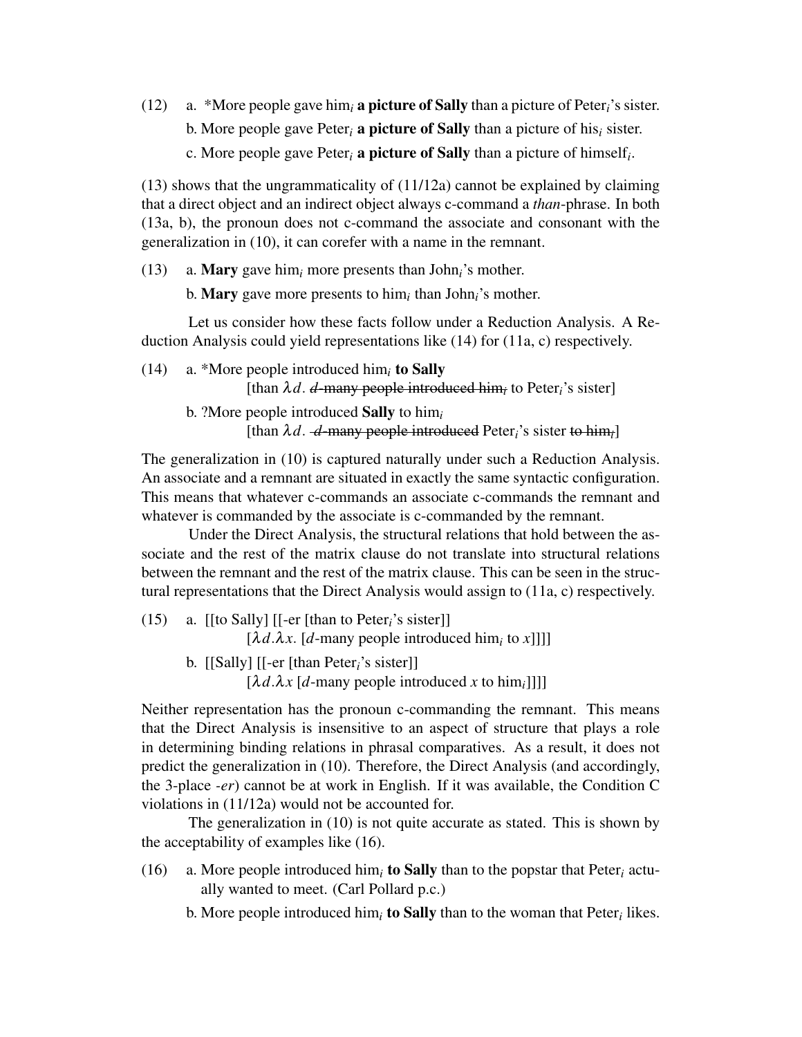(12) a. *More people gave him$_i$ **a picture of Sally** than a picture of Peter$_i$'s sister.

b. More people gave Peter$_i$ **a picture of Sally** than a picture of his$_i$ sister.

c. More people gave Peter$_i$ **a picture of Sally** than a picture of himself$_i$.

(13) shows that the ungrammaticality of (11/12a) cannot be explained by claiming that a direct object and an indirect object always c-command a *than*-phrase. In both (13a, b), the pronoun does not c-command the associate and consonant with the generalization in (10), it can corefer with a name in the remnant.

(13) a. **Mary** gave him$_i$ more presents than John$_i$'s mother.

b. **Mary** gave more presents to him$_i$ than John$_i$'s mother.

Let us consider how these facts follow under a Reduction Analysis. A Reduction Analysis could yield representations like (14) for (11a, c) respectively.

(14) a. *More people introduced him$_i$ **to Sally**
[than $\lambda d$. ~~$d$-many people introduced him$_i$~~ to Peter$_i$'s sister]

b. ?More people introduced **Sally** to him$_i$
[than $\lambda d$. ~~$d$-many people introduced~~ Peter$_i$'s sister ~~to him$_i$~~]

The generalization in (10) is captured naturally under such a Reduction Analysis. An associate and a remnant are situated in exactly the same syntactic configuration. This means that whatever c-commands an associate c-commands the remnant and whatever is commanded by the associate is c-commanded by the remnant.

Under the Direct Analysis, the structural relations that hold between the associate and the rest of the matrix clause do not translate into structural relations between the remnant and the rest of the matrix clause. This can be seen in the structural representations that the Direct Analysis would assign to (11a, c) respectively.

(15) a. [[to Sally] [[-er [than to Peter$_i$'s sister]]
[$\lambda d.\lambda x$. [$d$-many people introduced him$_i$ to $x$]]]]

b. [[Sally] [[-er [than Peter$_i$'s sister]]
[$\lambda d.\lambda x$ [$d$-many people introduced $x$ to him$_i$]]]]

Neither representation has the pronoun c-commanding the remnant. This means that the Direct Analysis is insensitive to an aspect of structure that plays a role in determining binding relations in phrasal comparatives. As a result, it does not predict the generalization in (10). Therefore, the Direct Analysis (and accordingly, the 3-place *-er*) cannot be at work in English. If it was available, the Condition C violations in (11/12a) would not be accounted for.

The generalization in (10) is not quite accurate as stated. This is shown by the acceptability of examples like (16).

(16) a. More people introduced him$_i$ **to Sally** than to the popstar that Peter$_i$ actually wanted to meet. (Carl Pollard p.c.)

b. More people introduced him$_i$ **to Sally** than to the woman that Peter$_i$ likes.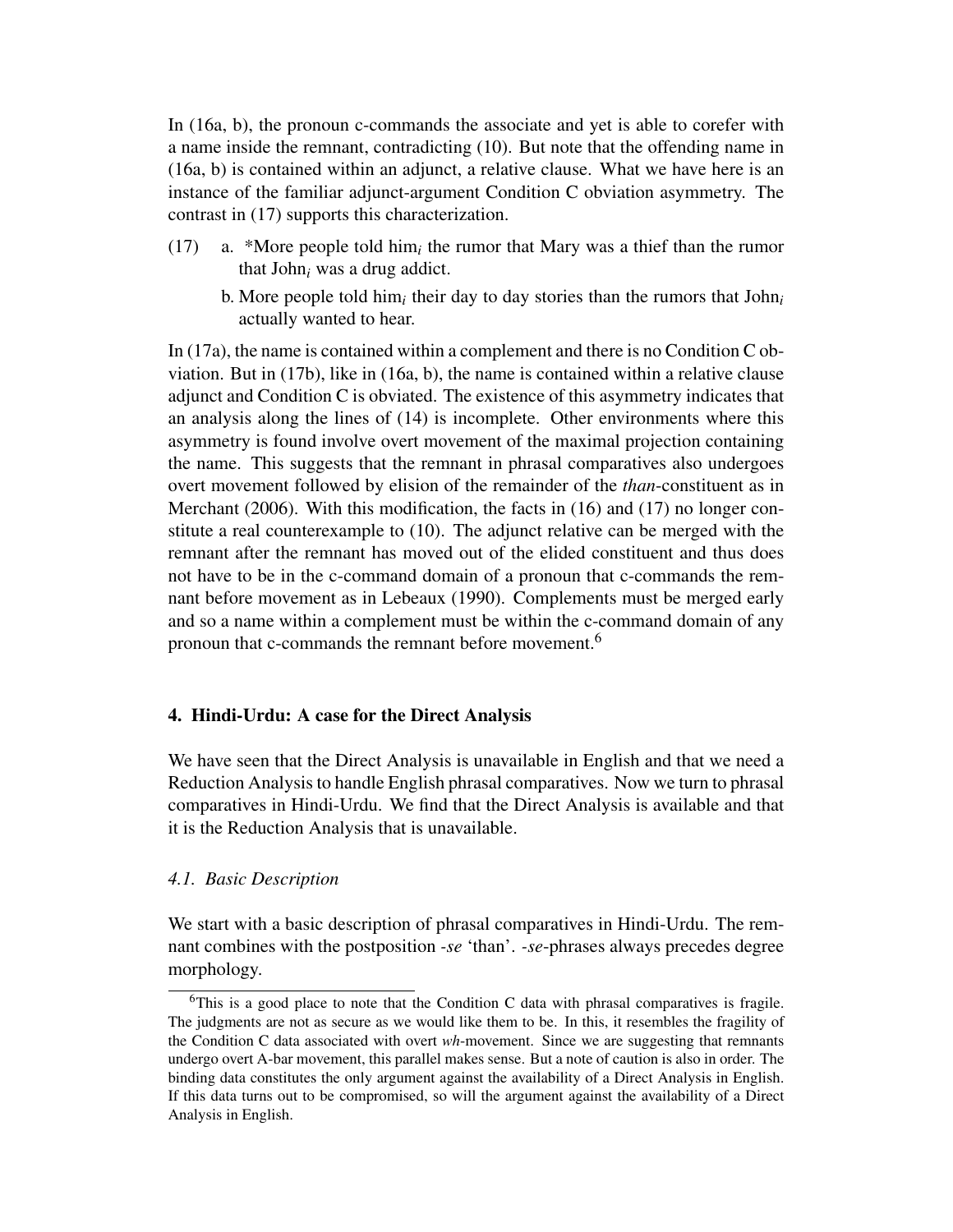In (16a, b), the pronoun c-commands the associate and yet is able to corefer with a name inside the remnant, contradicting (10). But note that the offending name in (16a, b) is contained within an adjunct, a relative clause. What we have here is an instance of the familiar adjunct-argument Condition C obviation asymmetry. The contrast in (17) supports this characterization.

(17) a. *More people told him$_i$ the rumor that Mary was a thief than the rumor that John$_i$ was a drug addict.

b. More people told him$_i$ their day to day stories than the rumors that John$_i$ actually wanted to hear.

In (17a), the name is contained within a complement and there is no Condition C obviation. But in (17b), like in (16a, b), the name is contained within a relative clause adjunct and Condition C is obviated. The existence of this asymmetry indicates that an analysis along the lines of (14) is incomplete. Other environments where this asymmetry is found involve overt movement of the maximal projection containing the name. This suggests that the remnant in phrasal comparatives also undergoes overt movement followed by elision of the remainder of the *than*-constituent as in Merchant (2006). With this modification, the facts in (16) and (17) no longer constitute a real counterexample to (10). The adjunct relative can be merged with the remnant after the remnant has moved out of the elided constituent and thus does not have to be in the c-command domain of a pronoun that c-commands the remnant before movement as in Lebeaux (1990). Complements must be merged early and so a name within a complement must be within the c-command domain of any pronoun that c-commands the remnant before movement.[6]

## 4. Hindi-Urdu: A case for the Direct Analysis

We have seen that the Direct Analysis is unavailable in English and that we need a Reduction Analysis to handle English phrasal comparatives. Now we turn to phrasal comparatives in Hindi-Urdu. We find that the Direct Analysis is available and that it is the Reduction Analysis that is unavailable.

### *4.1. Basic Description*

We start with a basic description of phrasal comparatives in Hindi-Urdu. The remnant combines with the postposition *-se* 'than'. *-se*-phrases always precedes degree morphology.

[6]This is a good place to note that the Condition C data with phrasal comparatives is fragile. The judgments are not as secure as we would like them to be. In this, it resembles the fragility of the Condition C data associated with overt *wh*-movement. Since we are suggesting that remnants undergo overt A-bar movement, this parallel makes sense. But a note of caution is also in order. The binding data constitutes the only argument against the availability of a Direct Analysis in English. If this data turns out to be compromised, so will the argument against the availability of a Direct Analysis in English.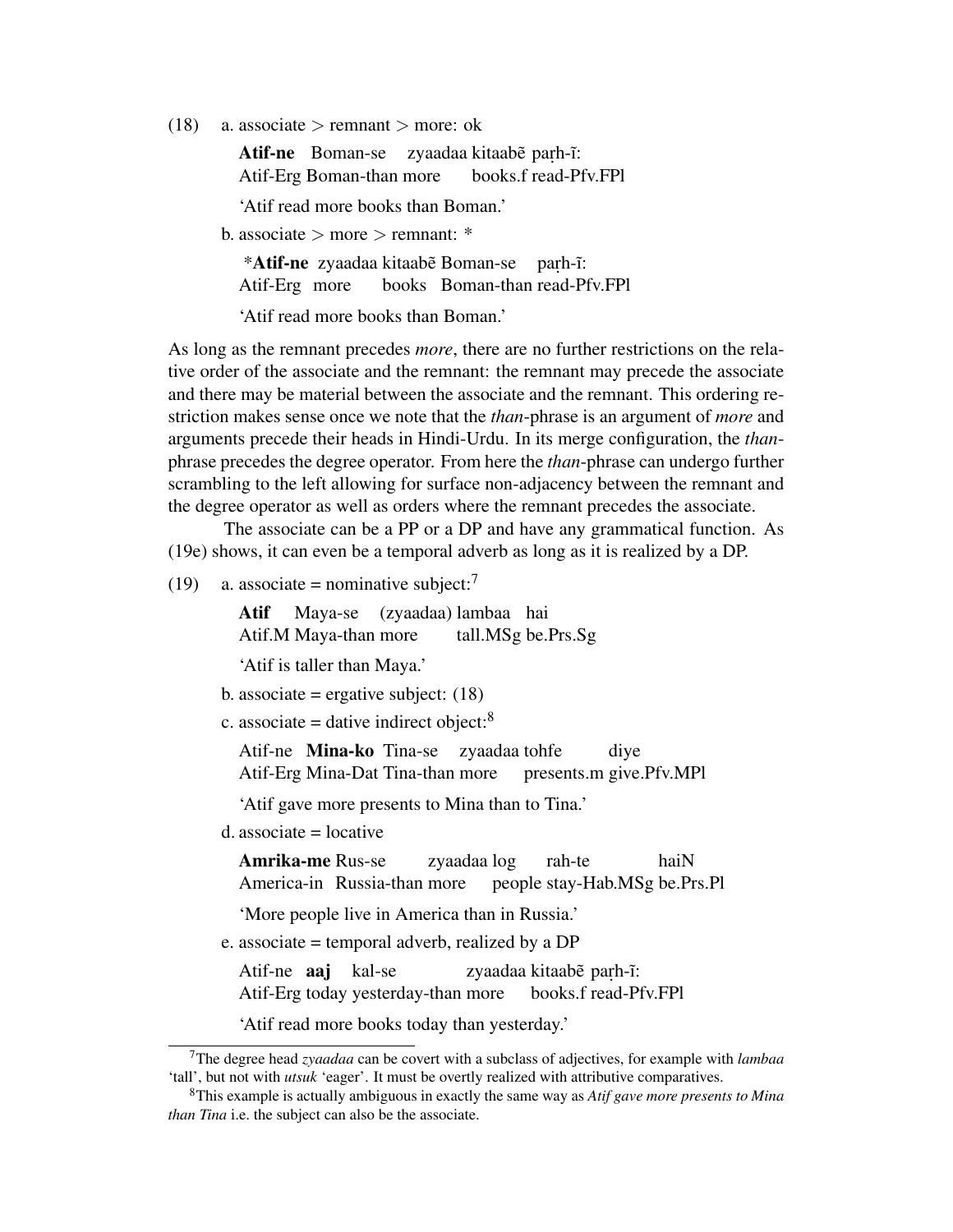(18) a. associate > remnant > more: ok

**Atif-ne** Boman-se zyaadaa kitaabẽ paṛh-ĩ:
Atif-Erg Boman-than more books.f read-Pfv.FPl

'Atif read more books than Boman.'

b. associate > more > remnant: *

*__Atif-ne__ zyaadaa kitaabẽ Boman-se paṛh-ĩ:
Atif-Erg more books Boman-than read-Pfv.FPl

'Atif read more books than Boman.'

As long as the remnant precedes *more*, there are no further restrictions on the relative order of the associate and the remnant: the remnant may precede the associate and there may be material between the associate and the remnant. This ordering restriction makes sense once we note that the *than*-phrase is an argument of *more* and arguments precede their heads in Hindi-Urdu. In its merge configuration, the *than*-phrase precedes the degree operator. From here the *than*-phrase can undergo further scrambling to the left allowing for surface non-adjacency between the remnant and the degree operator as well as orders where the remnant precedes the associate.

The associate can be a PP or a DP and have any grammatical function. As (19e) shows, it can even be a temporal adverb as long as it is realized by a DP.

(19) a. associate = nominative subject:[7]

**Atif** Maya-se (zyaadaa) lambaa hai
Atif.M Maya-than more tall.MSg be.Prs.Sg

'Atif is taller than Maya.'

b. associate = ergative subject: (18)

c. associate = dative indirect object:[8]

Atif-ne **Mina-ko** Tina-se zyaadaa tohfe diye
Atif-Erg Mina-Dat Tina-than more presents.m give.Pfv.MPl

'Atif gave more presents to Mina than to Tina.'

d. associate = locative

**Amrika-me** Rus-se zyaadaa log rah-te haiN
America-in Russia-than more people stay-Hab.MSg be.Prs.Pl

'More people live in America than in Russia.'

e. associate = temporal adverb, realized by a DP

Atif-ne **aaj** kal-se zyaadaa kitaabẽ paṛh-ĩ:
Atif-Erg today yesterday-than more books.f read-Pfv.FPl

'Atif read more books today than yesterday.'

---

[7] The degree head *zyaadaa* can be covert with a subclass of adjectives, for example with *lambaa* 'tall', but not with *utsuk* 'eager'. It must be overtly realized with attributive comparatives.

[8] This example is actually ambiguous in exactly the same way as *Atif gave more presents to Mina than Tina* i.e. the subject can also be the associate.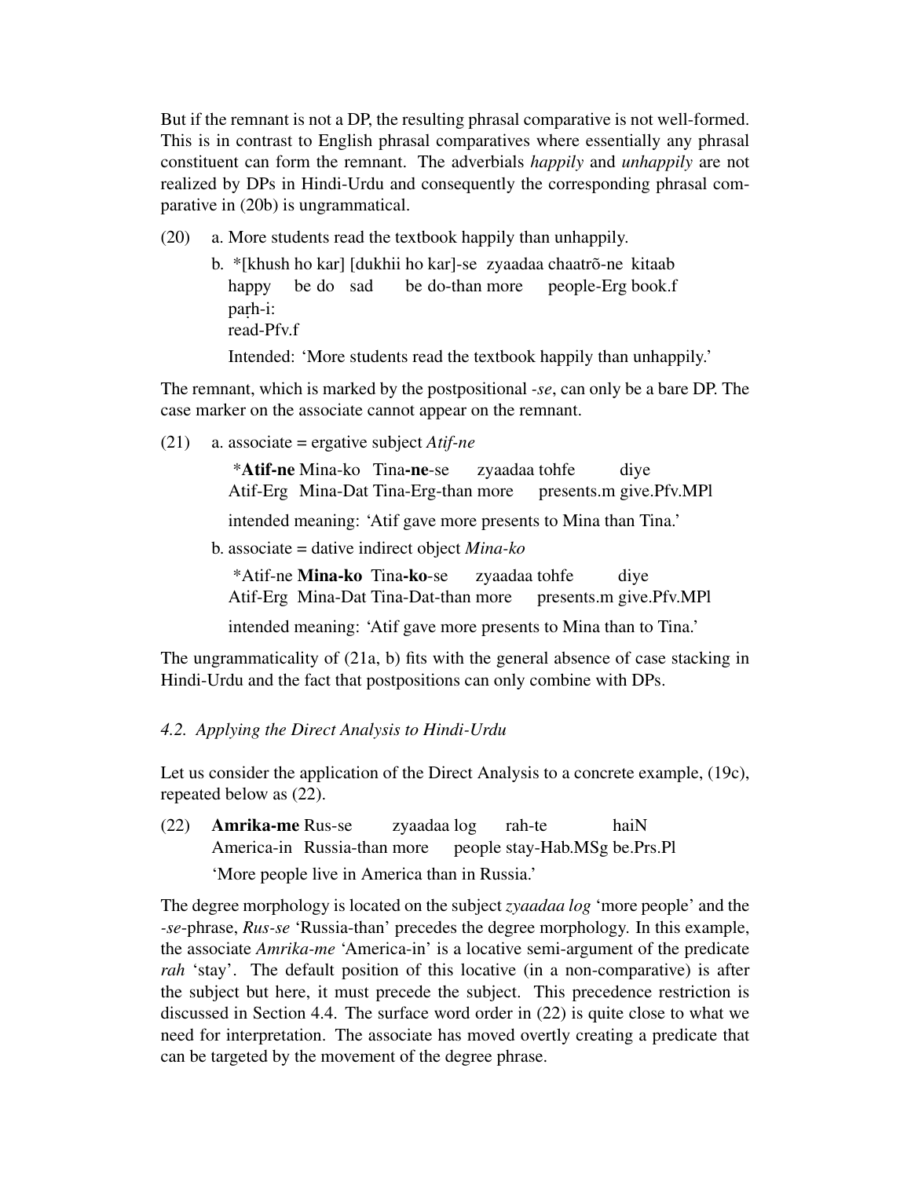But if the remnant is not a DP, the resulting phrasal comparative is not well-formed. This is in contrast to English phrasal comparatives where essentially any phrasal constituent can form the remnant. The adverbials *happily* and *unhappily* are not realized by DPs in Hindi-Urdu and consequently the corresponding phrasal comparative in (20b) is ungrammatical.

(20) a. More students read the textbook happily than unhappily.

b. *[khush ho kar] [dukhii ho kar]-se zyaadaa chaatrõ-ne kitaab
   happy be do sad be do-than more people-Erg book.f
   paṛh-i:
   read-Pfv.f

   Intended: 'More students read the textbook happily than unhappily.'

The remnant, which is marked by the postpositional *-se*, can only be a bare DP. The case marker on the associate cannot appear on the remnant.

(21) a. associate = ergative subject *Atif-ne*

   *__Atif-ne__ Mina-ko Tina-__ne__-se zyaadaa tohfe diye
   Atif-Erg Mina-Dat Tina-Erg-than more presents.m give.Pfv.MPl

   intended meaning: 'Atif gave more presents to Mina than Tina.'

b. associate = dative indirect object *Mina-ko*

   *Atif-ne __Mina-ko__ Tina-__ko__-se zyaadaa tohfe diye
   Atif-Erg Mina-Dat Tina-Dat-than more presents.m give.Pfv.MPl

   intended meaning: 'Atif gave more presents to Mina than to Tina.'

The ungrammaticality of (21a, b) fits with the general absence of case stacking in Hindi-Urdu and the fact that postpositions can only combine with DPs.

*4.2. Applying the Direct Analysis to Hindi-Urdu*

Let us consider the application of the Direct Analysis to a concrete example, (19c), repeated below as (22).

(22) **Amrika-me** Rus-se zyaadaa log rah-te haiN
   America-in Russia-than more people stay-Hab.MSg be.Prs.Pl

   'More people live in America than in Russia.'

The degree morphology is located on the subject *zyaadaa log* 'more people' and the *-se*-phrase, *Rus-se* 'Russia-than' precedes the degree morphology. In this example, the associate *Amrika-me* 'America-in' is a locative semi-argument of the predicate *rah* 'stay'. The default position of this locative (in a non-comparative) is after the subject but here, it must precede the subject. This precedence restriction is discussed in Section 4.4. The surface word order in (22) is quite close to what we need for interpretation. The associate has moved overtly creating a predicate that can be targeted by the movement of the degree phrase.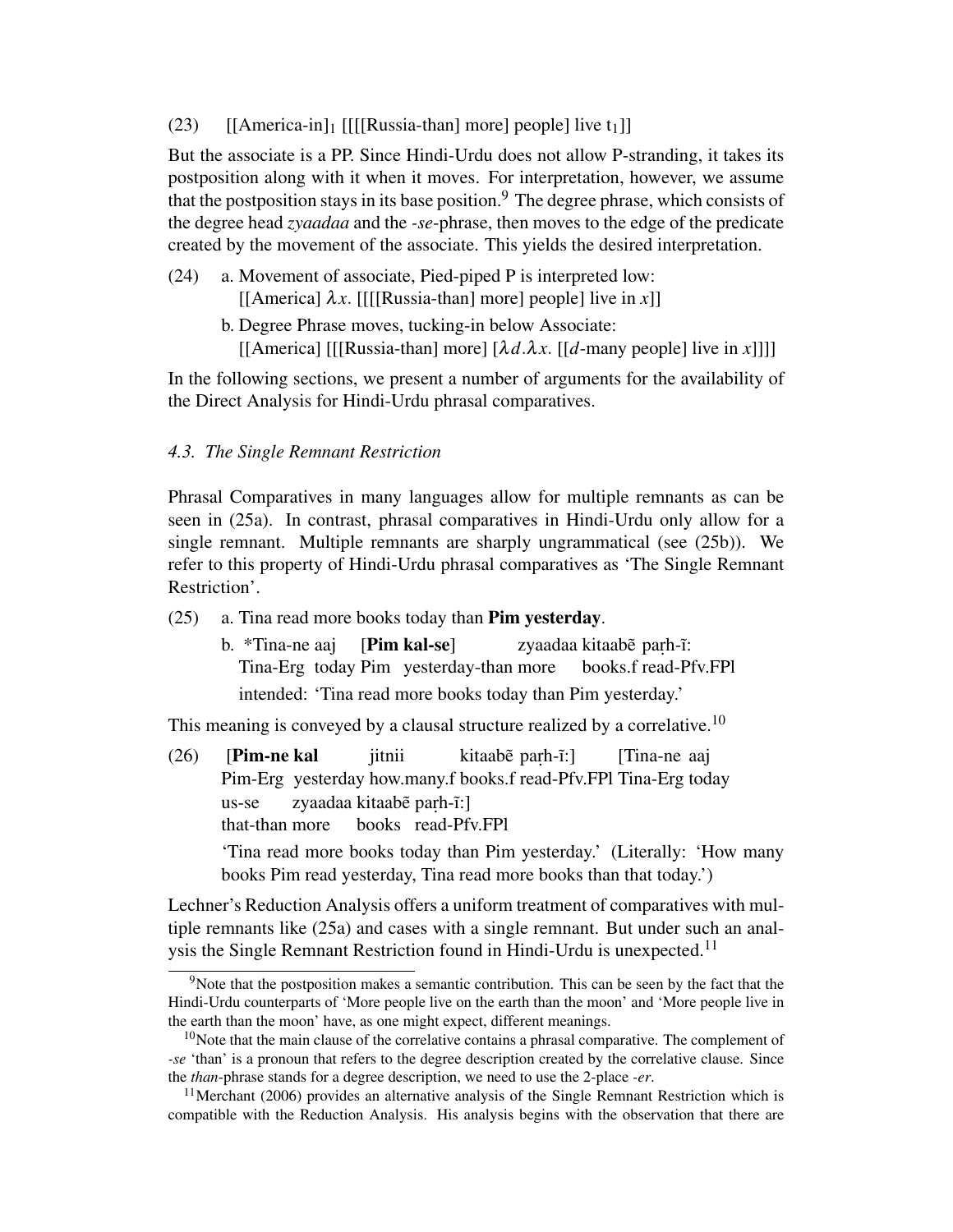(23) [[America-in]$_1$ [[[[Russia-than] more] people] live t$_1$]]

But the associate is a PP. Since Hindi-Urdu does not allow P-stranding, it takes its postposition along with it when it moves. For interpretation, however, we assume that the postposition stays in its base position.[9] The degree phrase, which consists of the degree head *zyaadaa* and the *-se*-phrase, then moves to the edge of the predicate created by the movement of the associate. This yields the desired interpretation.

(24) a. Movement of associate, Pied-piped P is interpreted low:
[[America] $\lambda x$. [[[[Russia-than] more] people] live in *x*]]

b. Degree Phrase moves, tucking-in below Associate:
[[America] [[[Russia-than] more] [$\lambda d.\lambda x$. [[*d*-many people] live in *x*]]]]

In the following sections, we present a number of arguments for the availability of the Direct Analysis for Hindi-Urdu phrasal comparatives.

### *4.3. The Single Remnant Restriction*

Phrasal Comparatives in many languages allow for multiple remnants as can be seen in (25a). In contrast, phrasal comparatives in Hindi-Urdu only allow for a single remnant. Multiple remnants are sharply ungrammatical (see (25b)). We refer to this property of Hindi-Urdu phrasal comparatives as 'The Single Remnant Restriction'.

(25) a. Tina read more books today than **Pim yesterday**.

b. *Tina-ne aaj [**Pim kal-se**] zyaadaa kitaabẽ paṛh-ĩ:
Tina-Erg today Pim yesterday-than more books.f read-Pfv.FPl
intended: 'Tina read more books today than Pim yesterday.'

This meaning is conveyed by a clausal structure realized by a correlative.[10]

(26) [**Pim-ne kal** jitnii kitaabẽ paṛh-ĩ:] [Tina-ne aaj us-se zyaadaa kitaabẽ paṛh-ĩ:]
Pim-Erg yesterday how.many.f books.f read-Pfv.FPl Tina-Erg today that-than more books read-Pfv.FPl
'Tina read more books today than Pim yesterday.' (Literally: 'How many books Pim read yesterday, Tina read more books than that today.')

Lechner's Reduction Analysis offers a uniform treatment of comparatives with multiple remnants like (25a) and cases with a single remnant. But under such an analysis the Single Remnant Restriction found in Hindi-Urdu is unexpected.[11]

---

[9] Note that the postposition makes a semantic contribution. This can be seen by the fact that the Hindi-Urdu counterparts of 'More people live on the earth than the moon' and 'More people live in the earth than the moon' have, as one might expect, different meanings.

[10] Note that the main clause of the correlative contains a phrasal comparative. The complement of *-se* 'than' is a pronoun that refers to the degree description created by the correlative clause. Since the *than*-phrase stands for a degree description, we need to use the 2-place *-er*.

[11] Merchant (2006) provides an alternative analysis of the Single Remnant Restriction which is compatible with the Reduction Analysis. His analysis begins with the observation that there are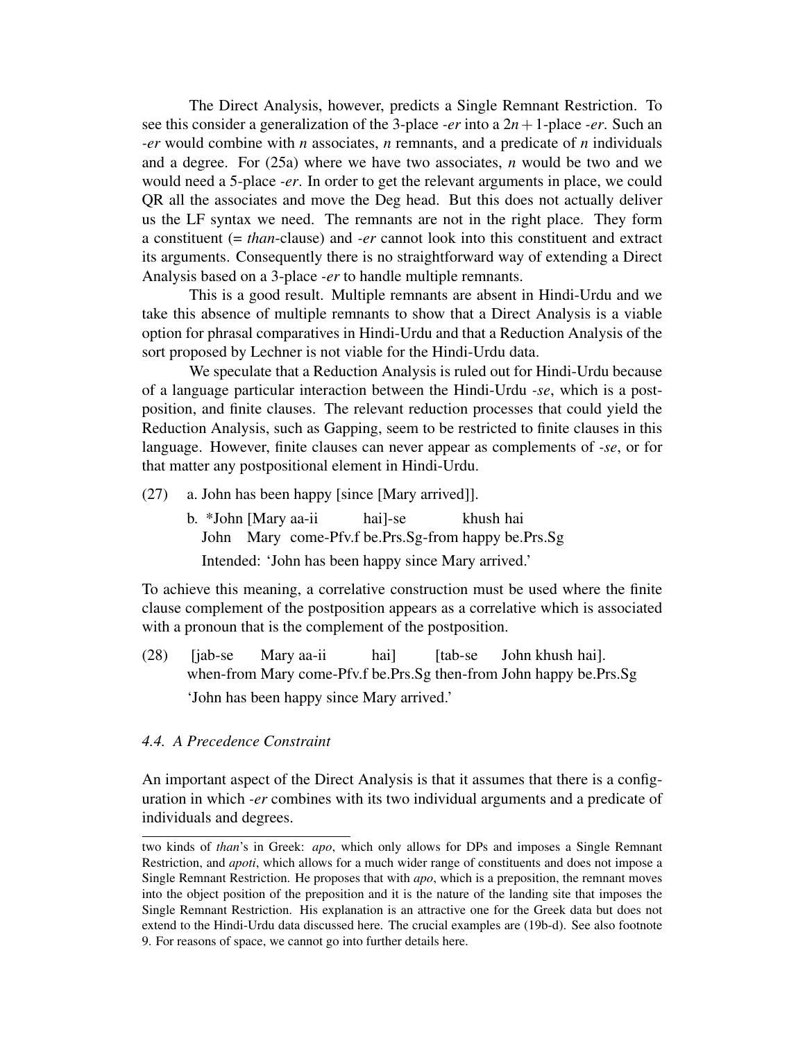The Direct Analysis, however, predicts a Single Remnant Restriction. To see this consider a generalization of the 3-place *-er* into a $2n+1$-place *-er*. Such an *-er* would combine with $n$ associates, $n$ remnants, and a predicate of $n$ individuals and a degree. For (25a) where we have two associates, $n$ would be two and we would need a 5-place *-er*. In order to get the relevant arguments in place, we could QR all the associates and move the Deg head. But this does not actually deliver us the LF syntax we need. The remnants are not in the right place. They form a constituent (= *than*-clause) and *-er* cannot look into this constituent and extract its arguments. Consequently there is no straightforward way of extending a Direct Analysis based on a 3-place *-er* to handle multiple remnants.

This is a good result. Multiple remnants are absent in Hindi-Urdu and we take this absence of multiple remnants to show that a Direct Analysis is a viable option for phrasal comparatives in Hindi-Urdu and that a Reduction Analysis of the sort proposed by Lechner is not viable for the Hindi-Urdu data.

We speculate that a Reduction Analysis is ruled out for Hindi-Urdu because of a language particular interaction between the Hindi-Urdu *-se*, which is a post-position, and finite clauses. The relevant reduction processes that could yield the Reduction Analysis, such as Gapping, seem to be restricted to finite clauses in this language. However, finite clauses can never appear as complements of *-se*, or for that matter any postpositional element in Hindi-Urdu.

(27) a. John has been happy [since [Mary arrived]].

b. *John [Mary aa-ii hai]-se khush hai
 John Mary come-Pfv.f be.Prs.Sg-from happy be.Prs.Sg
 Intended: 'John has been happy since Mary arrived.'

To achieve this meaning, a correlative construction must be used where the finite clause complement of the postposition appears as a correlative which is associated with a pronoun that is the complement of the postposition.

(28) [jab-se Mary aa-ii hai] [tab-se John khush hai].
 when-from Mary come-Pfv.f be.Prs.Sg then-from John happy be.Prs.Sg
 'John has been happy since Mary arrived.'

### *4.4. A Precedence Constraint*

An important aspect of the Direct Analysis is that it assumes that there is a configuration in which *-er* combines with its two individual arguments and a predicate of individuals and degrees.

---

two kinds of *than*'s in Greek: *apo*, which only allows for DPs and imposes a Single Remnant Restriction, and *apoti*, which allows for a much wider range of constituents and does not impose a Single Remnant Restriction. He proposes that with *apo*, which is a preposition, the remnant moves into the object position of the preposition and it is the nature of the landing site that imposes the Single Remnant Restriction. His explanation is an attractive one for the Greek data but does not extend to the Hindi-Urdu data discussed here. The crucial examples are (19b-d). See also footnote 9. For reasons of space, we cannot go into further details here.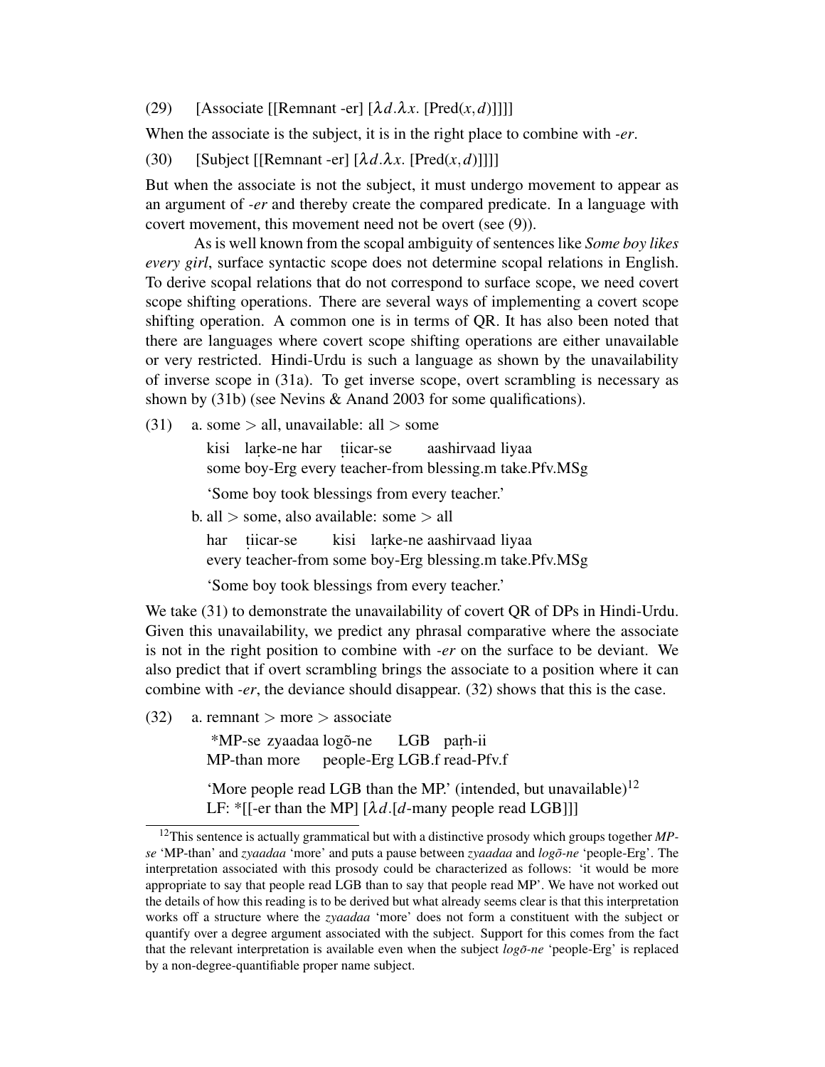(29) [Associate [[Remnant -er] [$\lambda d.\lambda x.$ [Pred($x, d$)]]]]

When the associate is the subject, it is in the right place to combine with *-er*.

(30) [Subject [[Remnant -er] [$\lambda d.\lambda x.$ [Pred($x, d$)]]]]

But when the associate is not the subject, it must undergo movement to appear as an argument of *-er* and thereby create the compared predicate. In a language with covert movement, this movement need not be overt (see (9)).

As is well known from the scopal ambiguity of sentences like *Some boy likes every girl*, surface syntactic scope does not determine scopal relations in English. To derive scopal relations that do not correspond to surface scope, we need covert scope shifting operations. There are several ways of implementing a covert scope shifting operation. A common one is in terms of QR. It has also been noted that there are languages where covert scope shifting operations are either unavailable or very restricted. Hindi-Urdu is such a language as shown by the unavailability of inverse scope in (31a). To get inverse scope, overt scrambling is necessary as shown by (31b) (see Nevins & Anand 2003 for some qualifications).

(31) a. some > all, unavailable: all > some

kisi laṛke-ne har ṭiicar-se aashirvaad liyaa
some boy-Erg every teacher-from blessing.m take.Pfv.MSg

'Some boy took blessings from every teacher.'

b. all > some, also available: some > all

har ṭiicar-se kisi laṛke-ne aashirvaad liyaa
every teacher-from some boy-Erg blessing.m take.Pfv.MSg

'Some boy took blessings from every teacher.'

We take (31) to demonstrate the unavailability of covert QR of DPs in Hindi-Urdu. Given this unavailability, we predict any phrasal comparative where the associate is not in the right position to combine with *-er* on the surface to be deviant. We also predict that if overt scrambling brings the associate to a position where it can combine with *-er*, the deviance should disappear. (32) shows that this is the case.

(32) a. remnant > more > associate

*MP-se zyaadaa logõ-ne LGB paṛh-ii
MP-than more people-Erg LGB.f read-Pfv.f

'More people read LGB than the MP.' (intended, but unavailable)[12]
LF: *[[-er than the MP] [$\lambda d.$[$d$-many people read LGB]]]

[12] This sentence is actually grammatical but with a distinctive prosody which groups together *MP-se* 'MP-than' and *zyaadaa* 'more' and puts a pause between *zyaadaa* and *logõ-ne* 'people-Erg'. The interpretation associated with this prosody could be characterized as follows: 'it would be more appropriate to say that people read LGB than to say that people read MP'. We have not worked out the details of how this reading is to be derived but what already seems clear is that this interpretation works off a structure where the *zyaadaa* 'more' does not form a constituent with the subject or quantify over a degree argument associated with the subject. Support for this comes from the fact that the relevant interpretation is available even when the subject *logõ-ne* 'people-Erg' is replaced by a non-degree-quantifiable proper name subject.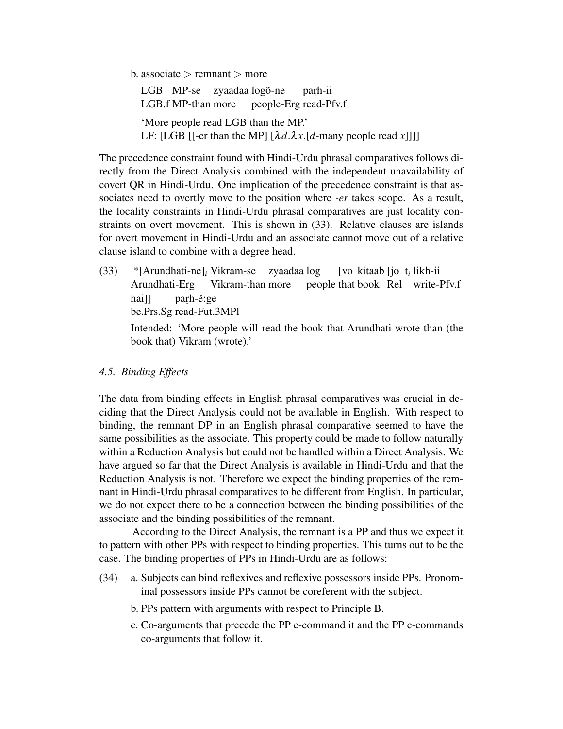b. associate > remnant > more

LGB MP-se zyaadaa logõ-ne paṛh-ii
LGB.f MP-than more people-Erg read-Pfv.f

'More people read LGB than the MP.'
LF: [LGB [[-er than the MP] [$\lambda d.\lambda x.$[$d$-many people read $x$]]]]

The precedence constraint found with Hindi-Urdu phrasal comparatives follows directly from the Direct Analysis combined with the independent unavailability of covert QR in Hindi-Urdu. One implication of the precedence constraint is that associates need to overtly move to the position where *-er* takes scope. As a result, the locality constraints in Hindi-Urdu phrasal comparatives are just locality constraints on overt movement. This is shown in (33). Relative clauses are islands for overt movement in Hindi-Urdu and an associate cannot move out of a relative clause island to combine with a degree head.

(33) *[Arundhati-ne]$_i$ Vikram-se zyaadaa log [vo kitaab [jo t$_i$ likh-ii hai]] paṛh-ẽ:ge
Arundhati-Erg Vikram-than more people that book Rel write-Pfv.f be.Prs.Sg read-Fut.3MPl

Intended: 'More people will read the book that Arundhati wrote than (the book that) Vikram (wrote).'

### 4.5. *Binding Effects*

The data from binding effects in English phrasal comparatives was crucial in deciding that the Direct Analysis could not be available in English. With respect to binding, the remnant DP in an English phrasal comparative seemed to have the same possibilities as the associate. This property could be made to follow naturally within a Reduction Analysis but could not be handled within a Direct Analysis. We have argued so far that the Direct Analysis is available in Hindi-Urdu and that the Reduction Analysis is not. Therefore we expect the binding properties of the remnant in Hindi-Urdu phrasal comparatives to be different from English. In particular, we do not expect there to be a connection between the binding possibilities of the associate and the binding possibilities of the remnant.

According to the Direct Analysis, the remnant is a PP and thus we expect it to pattern with other PPs with respect to binding properties. This turns out to be the case. The binding properties of PPs in Hindi-Urdu are as follows:

(34) a. Subjects can bind reflexives and reflexive possessors inside PPs. Pronominal possessors inside PPs cannot be coreferent with the subject.

b. PPs pattern with arguments with respect to Principle B.

c. Co-arguments that precede the PP c-command it and the PP c-commands co-arguments that follow it.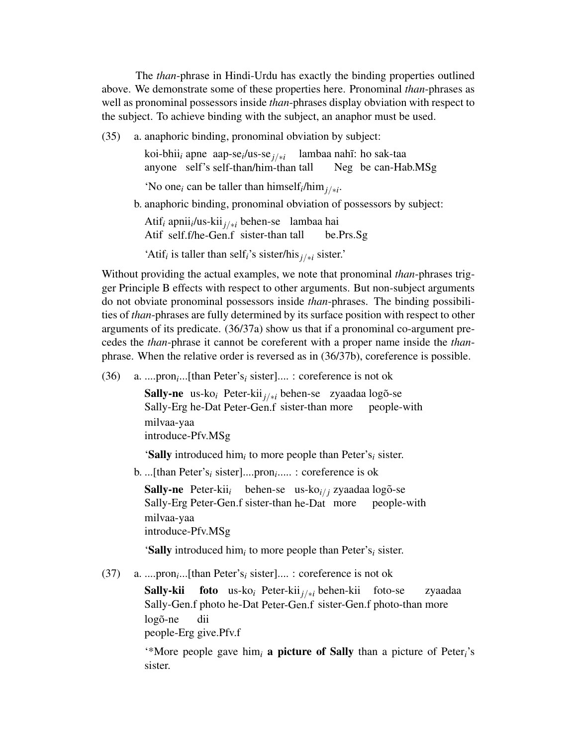The *than*-phrase in Hindi-Urdu has exactly the binding properties outlined above. We demonstrate some of these properties here. Pronominal *than*-phrases as well as pronominal possessors inside *than*-phrases display obviation with respect to the subject. To achieve binding with the subject, an anaphor must be used.

(35) a. anaphoric binding, pronominal obviation by subject:

koi-bhii$_i$ apne aap-se$_i$/us-se$_{j/*i}$ lambaa nahĩ: ho sak-taa
anyone self's self-than/him-than tall Neg be can-Hab.MSg

'No one$_i$ can be taller than himself$_i$/him$_{j/*i}$.

b. anaphoric binding, pronominal obviation of possessors by subject:

Atif$_i$ apnii$_i$/us-kii$_{j/*i}$ behen-se lambaa hai
Atif self.f/he-Gen.f sister-than tall be.Prs.Sg

'Atif$_i$ is taller than self$_i$'s sister/his$_{j/*i}$ sister.'

Without providing the actual examples, we note that pronominal *than*-phrases trigger Principle B effects with respect to other arguments. But non-subject arguments do not obviate pronominal possessors inside *than*-phrases. The binding possibilities of *than*-phrases are fully determined by its surface position with respect to other arguments of its predicate. (36/37a) show us that if a pronominal co-argument precedes the *than*-phrase it cannot be coreferent with a proper name inside the *than*-phrase. When the relative order is reversed as in (36/37b), coreference is possible.

(36) a. ....pron$_i$...[than Peter's$_i$ sister].... : coreference is not ok

**Sally-ne** us-ko$_i$ Peter-kii$_{j/*i}$ behen-se zyaadaa logõ-se
Sally-Erg he-Dat Peter-Gen.f sister-than more people-with
milvaa-yaa
introduce-Pfv.MSg

'**Sally** introduced him$_i$ to more people than Peter's$_i$ sister.

b. ...[than Peter's$_i$ sister]....pron$_i$..... : coreference is ok

**Sally-ne** Peter-kii$_i$ behen-se us-ko$_{i/j}$ zyaadaa logõ-se
Sally-Erg Peter-Gen.f sister-than he-Dat more people-with
milvaa-yaa
introduce-Pfv.MSg

'**Sally** introduced him$_i$ to more people than Peter's$_i$ sister.

(37) a. ....pron$_i$...[than Peter's$_i$ sister].... : coreference is not ok

**Sally-kii foto** us-ko$_i$ Peter-kii$_{j/*i}$ behen-kii foto-se zyaadaa
Sally-Gen.f photo he-Dat Peter-Gen.f sister-Gen.f photo-than more
logõ-ne dii
people-Erg give.Pfv.f

'*More people gave him$_i$ **a picture of Sally** than a picture of Peter$_i$'s sister.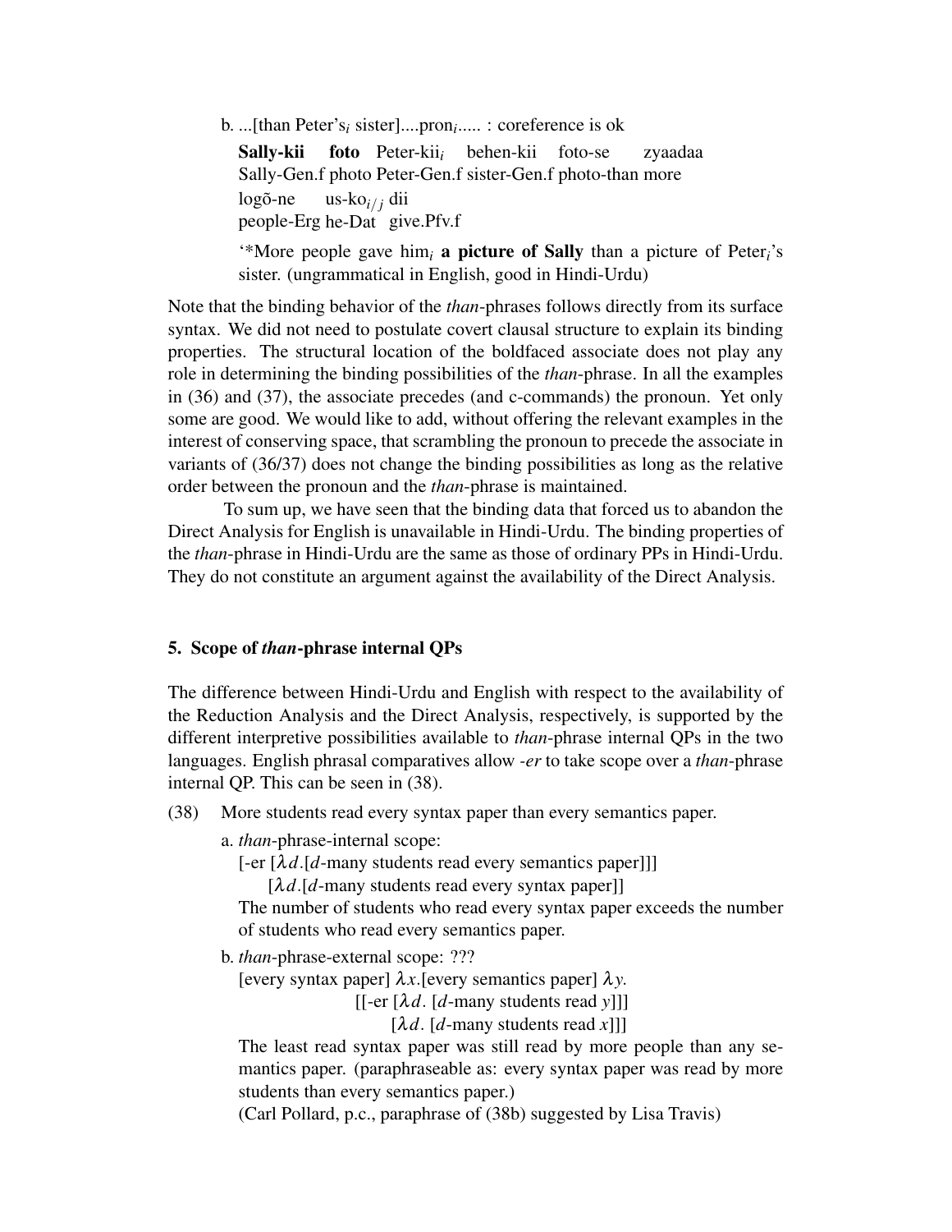b. ...[than Peter's$_i$ sister]....pron$_i$..... : coreference is ok

**Sally-kii foto** Peter-kii$_i$ behen-kii foto-se zyaadaa
Sally-Gen.f photo Peter-Gen.f sister-Gen.f photo-than more
logõ-ne us-ko$_{i/j}$ dii
people-Erg he-Dat give.Pfv.f

'*More people gave him$_i$ **a picture of Sally** than a picture of Peter$_i$'s sister. (ungrammatical in English, good in Hindi-Urdu)

Note that the binding behavior of the *than*-phrases follows directly from its surface syntax. We did not need to postulate covert clausal structure to explain its binding properties. The structural location of the boldfaced associate does not play any role in determining the binding possibilities of the *than*-phrase. In all the examples in (36) and (37), the associate precedes (and c-commands) the pronoun. Yet only some are good. We would like to add, without offering the relevant examples in the interest of conserving space, that scrambling the pronoun to precede the associate in variants of (36/37) does not change the binding possibilities as long as the relative order between the pronoun and the *than*-phrase is maintained.

To sum up, we have seen that the binding data that forced us to abandon the Direct Analysis for English is unavailable in Hindi-Urdu. The binding properties of the *than*-phrase in Hindi-Urdu are the same as those of ordinary PPs in Hindi-Urdu. They do not constitute an argument against the availability of the Direct Analysis.

## 5. Scope of *than*-phrase internal QPs

The difference between Hindi-Urdu and English with respect to the availability of the Reduction Analysis and the Direct Analysis, respectively, is supported by the different interpretive possibilities available to *than*-phrase internal QPs in the two languages. English phrasal comparatives allow *-er* to take scope over a *than*-phrase internal QP. This can be seen in (38).

(38) More students read every syntax paper than every semantics paper.

a. *than*-phrase-internal scope:
[-er [$\lambda d$.[$d$-many students read every semantics paper]]]
[$\lambda d$.[$d$-many students read every syntax paper]]
The number of students who read every syntax paper exceeds the number of students who read every semantics paper.

b. *than*-phrase-external scope: ???
[every syntax paper] $\lambda x$.[every semantics paper] $\lambda y$.
[[-er [$\lambda d$. [$d$-many students read $y$]]]
[$\lambda d$. [$d$-many students read $x$]]]
The least read syntax paper was still read by more people than any semantics paper. (paraphraseable as: every syntax paper was read by more students than every semantics paper.)
(Carl Pollard, p.c., paraphrase of (38b) suggested by Lisa Travis)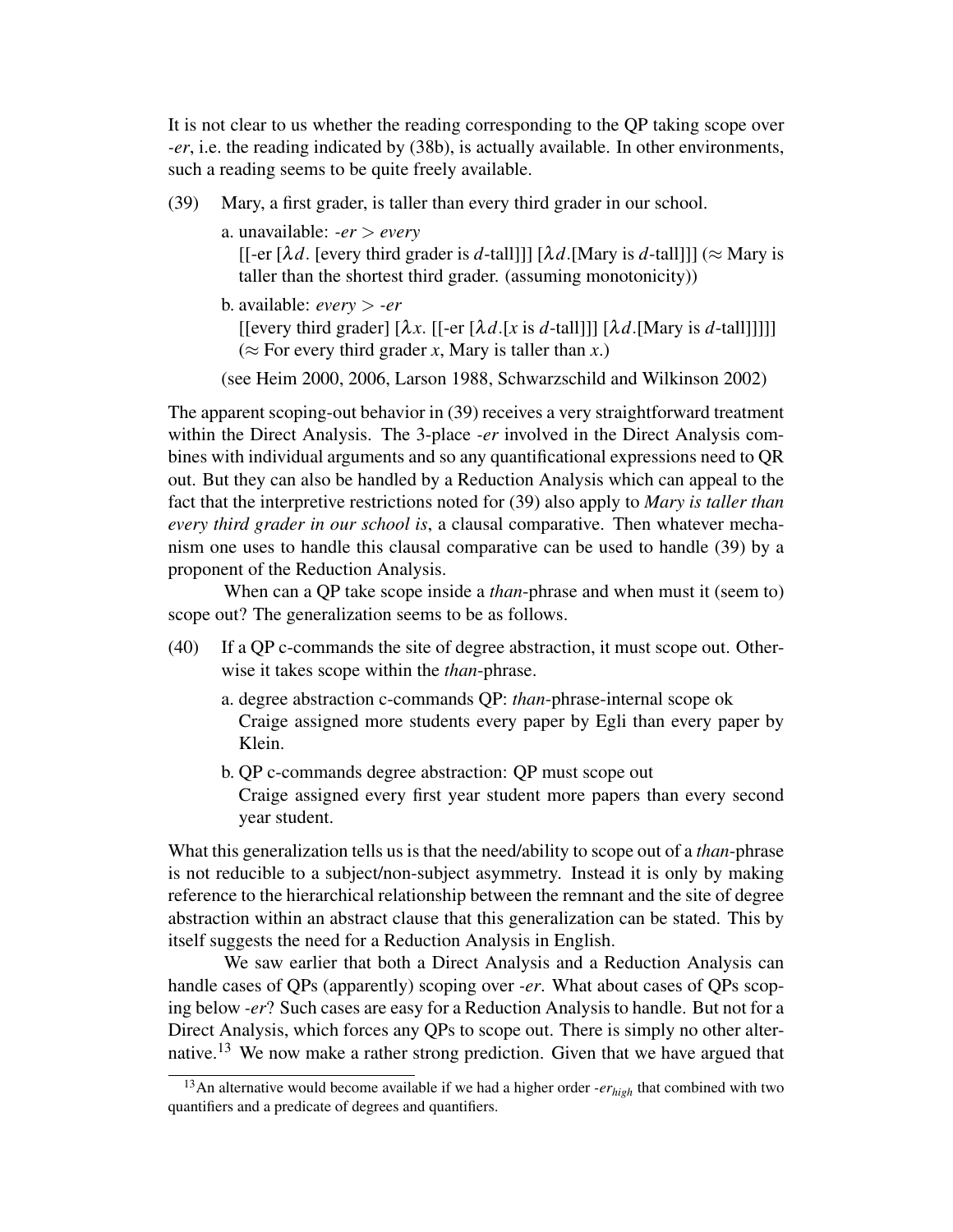It is not clear to us whether the reading corresponding to the QP taking scope over *-er*, i.e. the reading indicated by (38b), is actually available. In other environments, such a reading seems to be quite freely available.

(39) Mary, a first grader, is taller than every third grader in our school.

a. unavailable: *-er* > *every*
[[-er [$\lambda d$. [every third grader is $d$-tall]]] [$\lambda d$.[Mary is $d$-tall]]] ($\approx$ Mary is taller than the shortest third grader. (assuming monotonicity))

b. available: *every* > *-er*
[[every third grader] [$\lambda x$. [[-er [$\lambda d$.[$x$ is $d$-tall]]] [$\lambda d$.[Mary is $d$-tall]]]]] ($\approx$ For every third grader $x$, Mary is taller than $x$.)

(see Heim 2000, 2006, Larson 1988, Schwarzschild and Wilkinson 2002)

The apparent scoping-out behavior in (39) receives a very straightforward treatment within the Direct Analysis. The 3-place *-er* involved in the Direct Analysis combines with individual arguments and so any quantificational expressions need to QR out. But they can also be handled by a Reduction Analysis which can appeal to the fact that the interpretive restrictions noted for (39) also apply to *Mary is taller than every third grader in our school is*, a clausal comparative. Then whatever mechanism one uses to handle this clausal comparative can be used to handle (39) by a proponent of the Reduction Analysis.

When can a QP take scope inside a *than*-phrase and when must it (seem to) scope out? The generalization seems to be as follows.

(40) If a QP c-commands the site of degree abstraction, it must scope out. Otherwise it takes scope within the *than*-phrase.

a. degree abstraction c-commands QP: *than*-phrase-internal scope ok
Craige assigned more students every paper by Egli than every paper by Klein.

b. QP c-commands degree abstraction: QP must scope out
Craige assigned every first year student more papers than every second year student.

What this generalization tells us is that the need/ability to scope out of a *than*-phrase is not reducible to a subject/non-subject asymmetry. Instead it is only by making reference to the hierarchical relationship between the remnant and the site of degree abstraction within an abstract clause that this generalization can be stated. This by itself suggests the need for a Reduction Analysis in English.

We saw earlier that both a Direct Analysis and a Reduction Analysis can handle cases of QPs (apparently) scoping over *-er*. What about cases of QPs scoping below *-er*? Such cases are easy for a Reduction Analysis to handle. But not for a Direct Analysis, which forces any QPs to scope out. There is simply no other alternative.[13] We now make a rather strong prediction. Given that we have argued that

[13] An alternative would become available if we had a higher order *-er*$_{high}$ that combined with two quantifiers and a predicate of degrees and quantifiers.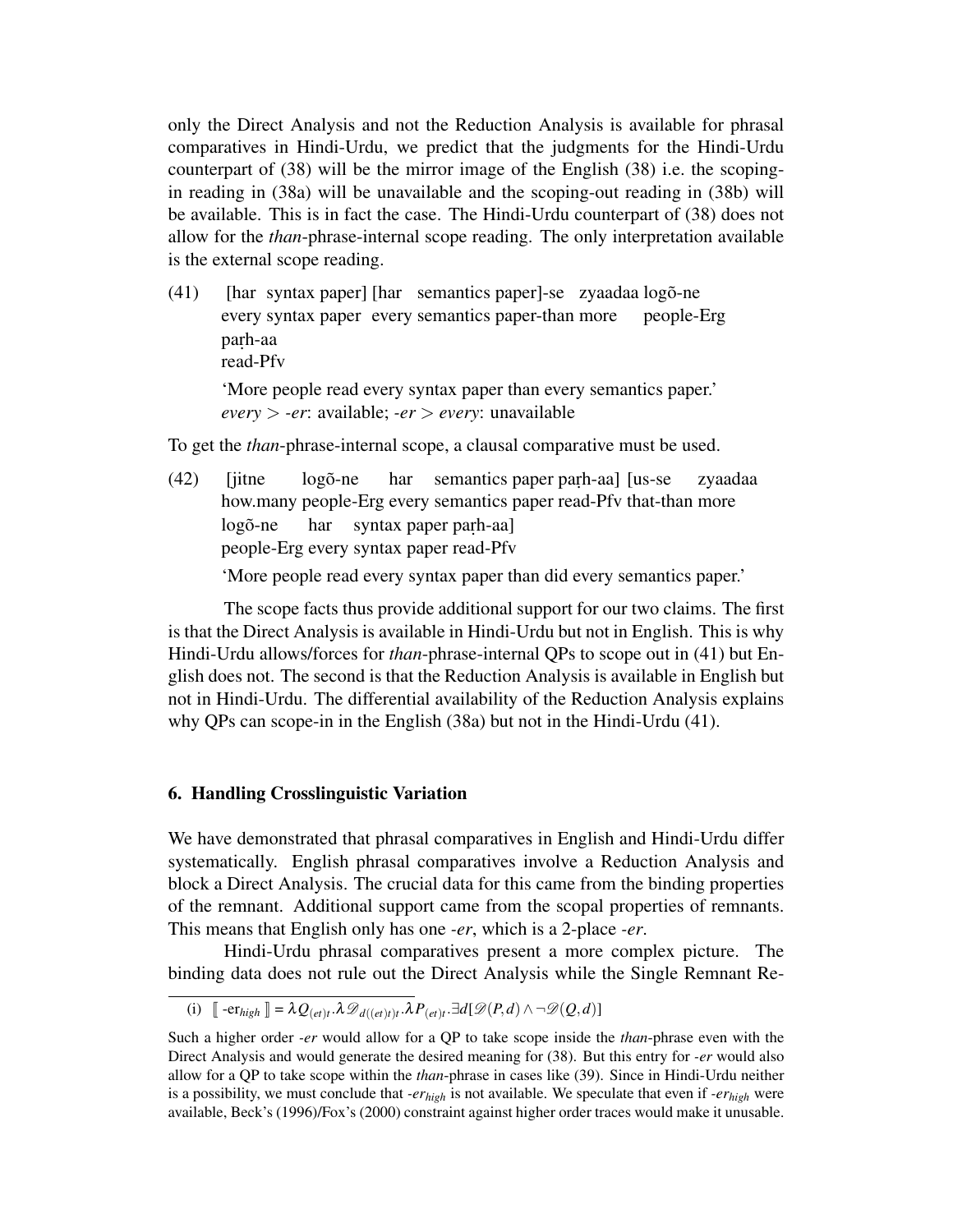only the Direct Analysis and not the Reduction Analysis is available for phrasal comparatives in Hindi-Urdu, we predict that the judgments for the Hindi-Urdu counterpart of (38) will be the mirror image of the English (38) i.e. the scoping-in reading in (38a) will be unavailable and the scoping-out reading in (38b) will be available. This is in fact the case. The Hindi-Urdu counterpart of (38) does not allow for the *than*-phrase-internal scope reading. The only interpretation available is the external scope reading.

(41) [har syntax paper] [har semantics paper]-se zyaadaa logõ-ne parḥ-aa
every syntax paper every semantics paper-than more people-Erg read-Pfv
'More people read every syntax paper than every semantics paper.'
*every* > *-er*: available; *-er* > *every*: unavailable

To get the *than*-phrase-internal scope, a clausal comparative must be used.

(42) [jitne logõ-ne har semantics paper parḥ-aa] [us-se zyaadaa logõ-ne har syntax paper parḥ-aa]
how.many people-Erg every semantics paper read-Pfv that-than more people-Erg every syntax paper read-Pfv
'More people read every syntax paper than did every semantics paper.'

The scope facts thus provide additional support for our two claims. The first is that the Direct Analysis is available in Hindi-Urdu but not in English. This is why Hindi-Urdu allows/forces for *than*-phrase-internal QPs to scope out in (41) but English does not. The second is that the Reduction Analysis is available in English but not in Hindi-Urdu. The differential availability of the Reduction Analysis explains why QPs can scope-in in the English (38a) but not in the Hindi-Urdu (41).

## 6. Handling Crosslinguistic Variation

We have demonstrated that phrasal comparatives in English and Hindi-Urdu differ systematically. English phrasal comparatives involve a Reduction Analysis and block a Direct Analysis. The crucial data for this came from the binding properties of the remnant. Additional support came from the scopal properties of remnants. This means that English only has one *-er*, which is a 2-place *-er*.

Hindi-Urdu phrasal comparatives present a more complex picture. The binding data does not rule out the Direct Analysis while the Single Remnant Re-

---

(i) $[\![ \text{-er}_{high} ]\!] = \lambda Q_{(et)t}.\lambda \mathscr{D}_{d((et)t)t}.\lambda P_{(et)t}.\exists d[\mathscr{D}(P,d) \wedge \neg \mathscr{D}(Q,d)]$

Such a higher order *-er* would allow for a QP to take scope inside the *than*-phrase even with the Direct Analysis and would generate the desired meaning for (38). But this entry for *-er* would also allow for a QP to take scope within the *than*-phrase in cases like (39). Since in Hindi-Urdu neither is a possibility, we must conclude that *-er$_{high}$* is not available. We speculate that even if *-er$_{high}$* were available, Beck's (1996)/Fox's (2000) constraint against higher order traces would make it unusable.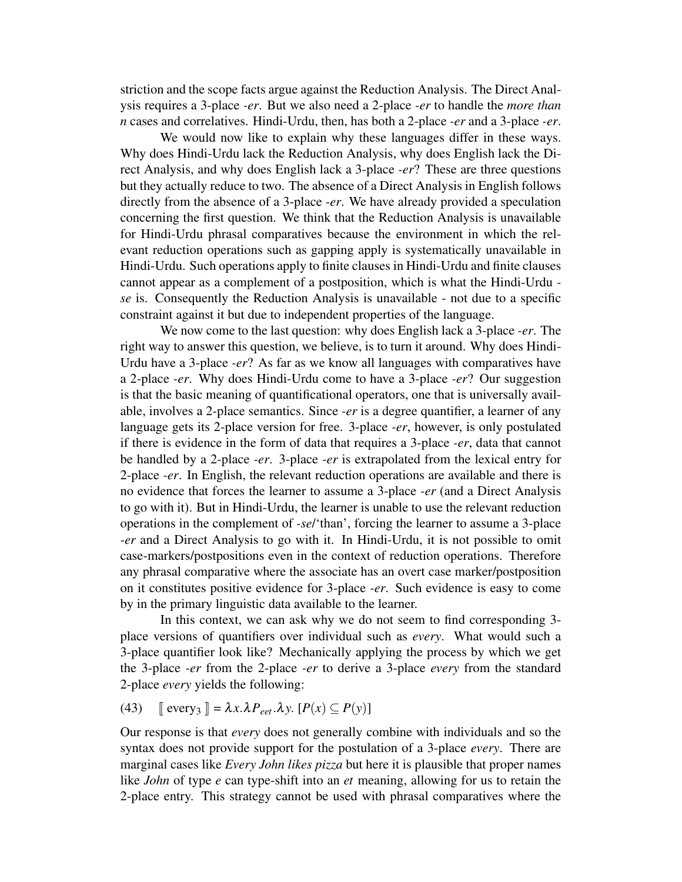striction and the scope facts argue against the Reduction Analysis. The Direct Analysis requires a 3-place *-er*. But we also need a 2-place *-er* to handle the *more than n* cases and correlatives. Hindi-Urdu, then, has both a 2-place *-er* and a 3-place *-er*.

We would now like to explain why these languages differ in these ways. Why does Hindi-Urdu lack the Reduction Analysis, why does English lack the Direct Analysis, and why does English lack a 3-place *-er*? These are three questions but they actually reduce to two. The absence of a Direct Analysis in English follows directly from the absence of a 3-place *-er*. We have already provided a speculation concerning the first question. We think that the Reduction Analysis is unavailable for Hindi-Urdu phrasal comparatives because the environment in which the relevant reduction operations such as gapping apply is systematically unavailable in Hindi-Urdu. Such operations apply to finite clauses in Hindi-Urdu and finite clauses cannot appear as a complement of a postposition, which is what the Hindi-Urdu *-se* is. Consequently the Reduction Analysis is unavailable - not due to a specific constraint against it but due to independent properties of the language.

We now come to the last question: why does English lack a 3-place *-er*. The right way to answer this question, we believe, is to turn it around. Why does Hindi-Urdu have a 3-place *-er*? As far as we know all languages with comparatives have a 2-place *-er*. Why does Hindi-Urdu come to have a 3-place *-er*? Our suggestion is that the basic meaning of quantificational operators, one that is universally available, involves a 2-place semantics. Since *-er* is a degree quantifier, a learner of any language gets its 2-place version for free. 3-place *-er*, however, is only postulated if there is evidence in the form of data that requires a 3-place *-er*, data that cannot be handled by a 2-place *-er*. 3-place *-er* is extrapolated from the lexical entry for 2-place *-er*. In English, the relevant reduction operations are available and there is no evidence that forces the learner to assume a 3-place *-er* (and a Direct Analysis to go with it). But in Hindi-Urdu, the learner is unable to use the relevant reduction operations in the complement of *-se*/'than', forcing the learner to assume a 3-place *-er* and a Direct Analysis to go with it. In Hindi-Urdu, it is not possible to omit case-markers/postpositions even in the context of reduction operations. Therefore any phrasal comparative where the associate has an overt case marker/postposition on it constitutes positive evidence for 3-place *-er*. Such evidence is easy to come by in the primary linguistic data available to the learner.

In this context, we can ask why we do not seem to find corresponding 3-place versions of quantifiers over individual such as *every*. What would such a 3-place quantifier look like? Mechanically applying the process by which we get the 3-place *-er* from the 2-place *-er* to derive a 3-place *every* from the standard 2-place *every* yields the following:

(43) $[\![ \text{every}_3 ]\!] = \lambda x.\lambda P_{eet}.\lambda y.\ [P(x) \subseteq P(y)]$

Our response is that *every* does not generally combine with individuals and so the syntax does not provide support for the postulation of a 3-place *every*. There are marginal cases like *Every John likes pizza* but here it is plausible that proper names like *John* of type *e* can type-shift into an *et* meaning, allowing for us to retain the 2-place entry. This strategy cannot be used with phrasal comparatives where the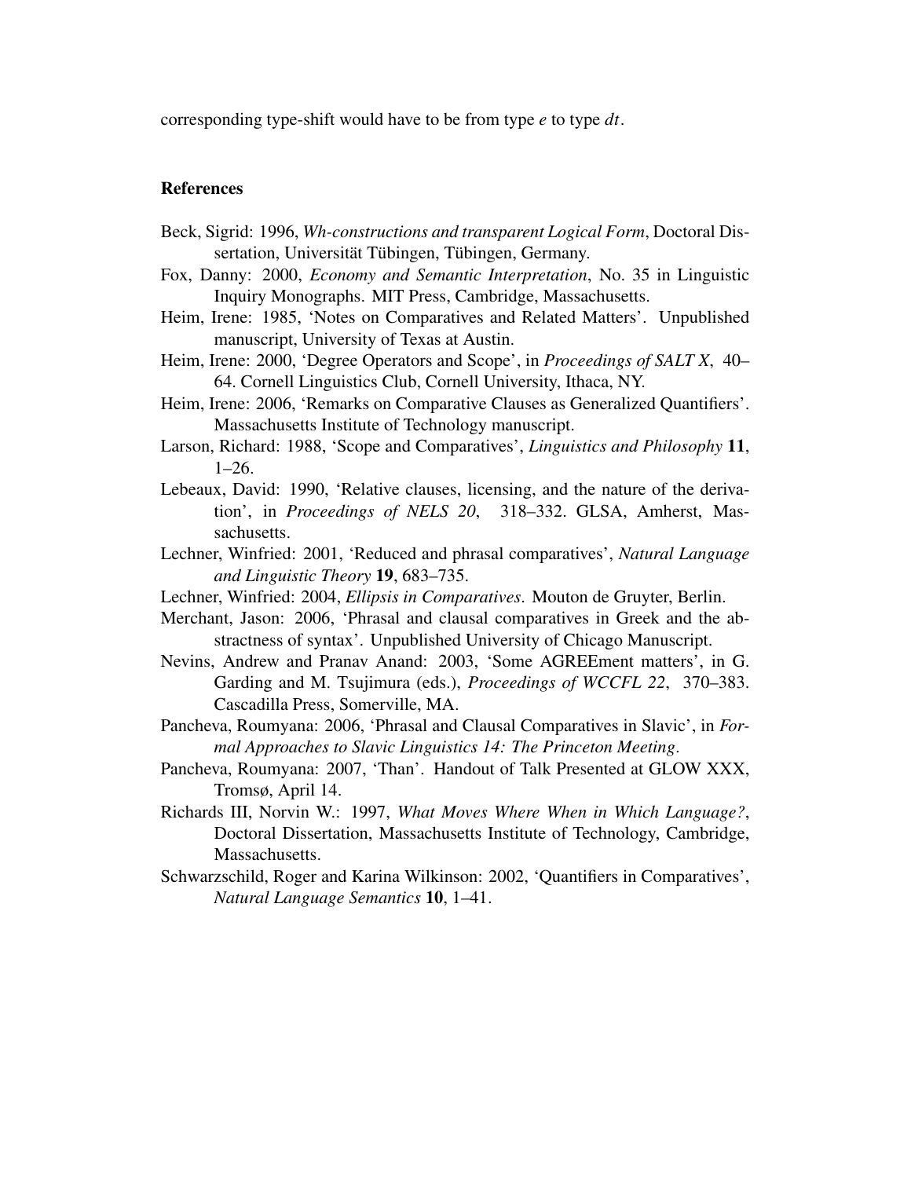corresponding type-shift would have to be from type *e* to type *dt*.

## References

Beck, Sigrid: 1996, *Wh-constructions and transparent Logical Form*, Doctoral Dissertation, Universität Tübingen, Tübingen, Germany.

Fox, Danny: 2000, *Economy and Semantic Interpretation*, No. 35 in Linguistic Inquiry Monographs. MIT Press, Cambridge, Massachusetts.

Heim, Irene: 1985, 'Notes on Comparatives and Related Matters'. Unpublished manuscript, University of Texas at Austin.

Heim, Irene: 2000, 'Degree Operators and Scope', in *Proceedings of SALT X*, 40–64. Cornell Linguistics Club, Cornell University, Ithaca, NY.

Heim, Irene: 2006, 'Remarks on Comparative Clauses as Generalized Quantifiers'. Massachusetts Institute of Technology manuscript.

Larson, Richard: 1988, 'Scope and Comparatives', *Linguistics and Philosophy* **11**, 1–26.

Lebeaux, David: 1990, 'Relative clauses, licensing, and the nature of the derivation', in *Proceedings of NELS 20*, 318–332. GLSA, Amherst, Massachusetts.

Lechner, Winfried: 2001, 'Reduced and phrasal comparatives', *Natural Language and Linguistic Theory* **19**, 683–735.

Lechner, Winfried: 2004, *Ellipsis in Comparatives*. Mouton de Gruyter, Berlin.

Merchant, Jason: 2006, 'Phrasal and clausal comparatives in Greek and the abstractness of syntax'. Unpublished University of Chicago Manuscript.

Nevins, Andrew and Pranav Anand: 2003, 'Some AGREEment matters', in G. Garding and M. Tsujimura (eds.), *Proceedings of WCCFL 22*, 370–383. Cascadilla Press, Somerville, MA.

Pancheva, Roumyana: 2006, 'Phrasal and Clausal Comparatives in Slavic', in *Formal Approaches to Slavic Linguistics 14: The Princeton Meeting*.

Pancheva, Roumyana: 2007, 'Than'. Handout of Talk Presented at GLOW XXX, Tromsø, April 14.

Richards III, Norvin W.: 1997, *What Moves Where When in Which Language?*, Doctoral Dissertation, Massachusetts Institute of Technology, Cambridge, Massachusetts.

Schwarzschild, Roger and Karina Wilkinson: 2002, 'Quantifiers in Comparatives', *Natural Language Semantics* **10**, 1–41.